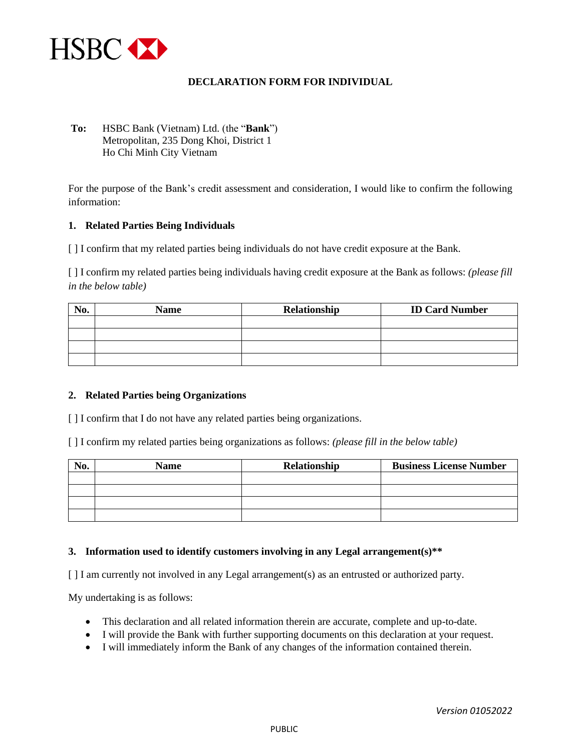HSBC

# DECLARATION FORM FOR INDIVIDUAL

**To:** HSBC Bank (Vietnam) Ltd. (the "**Bank**")
Metropolitan, 235 Dong Khoi, District 1
Ho Chi Minh City Vietnam

For the purpose of the Bank's credit assessment and consideration, I would like to confirm the following information:

## 1. Related Parties Being Individuals

[ ] I confirm that my related parties being individuals do not have credit exposure at the Bank.

[ ] I confirm my related parties being individuals having credit exposure at the Bank as follows: *(please fill in the below table)*

| No. | Name | Relationship | ID Card Number |
|---|---|---|---|
| | | | |
| | | | |
| | | | |
| | | | |

## 2. Related Parties being Organizations

[ ] I confirm that I do not have any related parties being organizations.

[ ] I confirm my related parties being organizations as follows: *(please fill in the below table)*

| No. | Name | Relationship | Business License Number |
|---|---|---|---|
| | | | |
| | | | |
| | | | |
| | | | |

## 3. Information used to identify customers involving in any Legal arrangement(s)**

[ ] I am currently not involved in any Legal arrangement(s) as an entrusted or authorized party.

My undertaking is as follows:

- This declaration and all related information therein are accurate, complete and up-to-date.
- I will provide the Bank with further supporting documents on this declaration at your request.
- I will immediately inform the Bank of any changes of the information contained therein.

*Version 01052022*

PUBLIC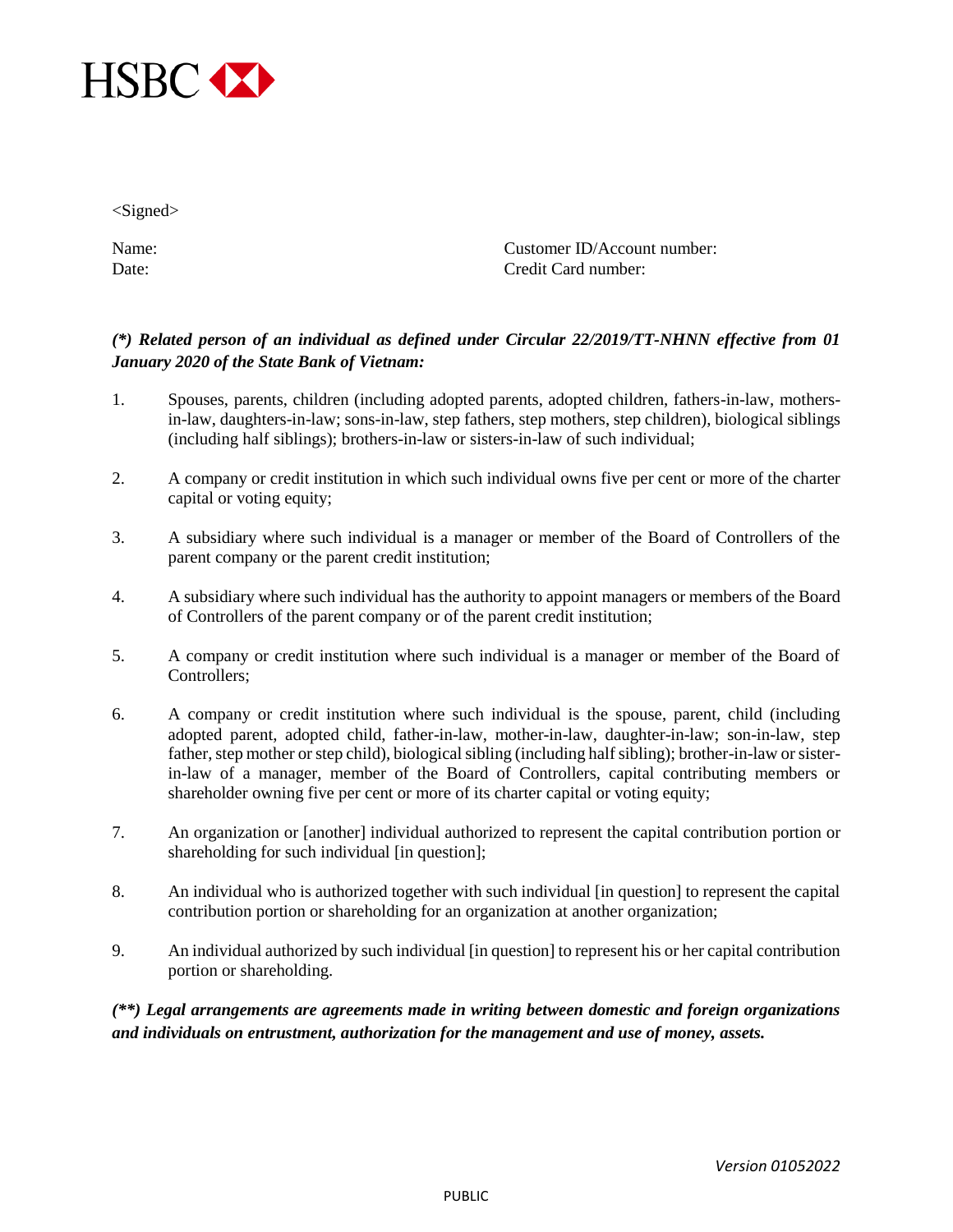HSBC

<Signed>

Name:
Date:

Customer ID/Account number:
Credit Card number:

***(\*) Related person of an individual as defined under Circular 22/2019/TT-NHNN effective from 01 January 2020 of the State Bank of Vietnam:***

1. Spouses, parents, children (including adopted parents, adopted children, fathers-in-law, mothers-in-law, daughters-in-law; sons-in-law, step fathers, step mothers, step children), biological siblings (including half siblings); brothers-in-law or sisters-in-law of such individual;

2. A company or credit institution in which such individual owns five per cent or more of the charter capital or voting equity;

3. A subsidiary where such individual is a manager or member of the Board of Controllers of the parent company or the parent credit institution;

4. A subsidiary where such individual has the authority to appoint managers or members of the Board of Controllers of the parent company or of the parent credit institution;

5. A company or credit institution where such individual is a manager or member of the Board of Controllers;

6. A company or credit institution where such individual is the spouse, parent, child (including adopted parent, adopted child, father-in-law, mother-in-law, daughter-in-law; son-in-law, step father, step mother or step child), biological sibling (including half sibling); brother-in-law or sister-in-law of a manager, member of the Board of Controllers, capital contributing members or shareholder owning five per cent or more of its charter capital or voting equity;

7. An organization or [another] individual authorized to represent the capital contribution portion or shareholding for such individual [in question];

8. An individual who is authorized together with such individual [in question] to represent the capital contribution portion or shareholding for an organization at another organization;

9. An individual authorized by such individual [in question] to represent his or her capital contribution portion or shareholding.

***(\*\*) Legal arrangements are agreements made in writing between domestic and foreign organizations and individuals on entrustment, authorization for the management and use of money, assets.***

*Version 01052022*

PUBLIC